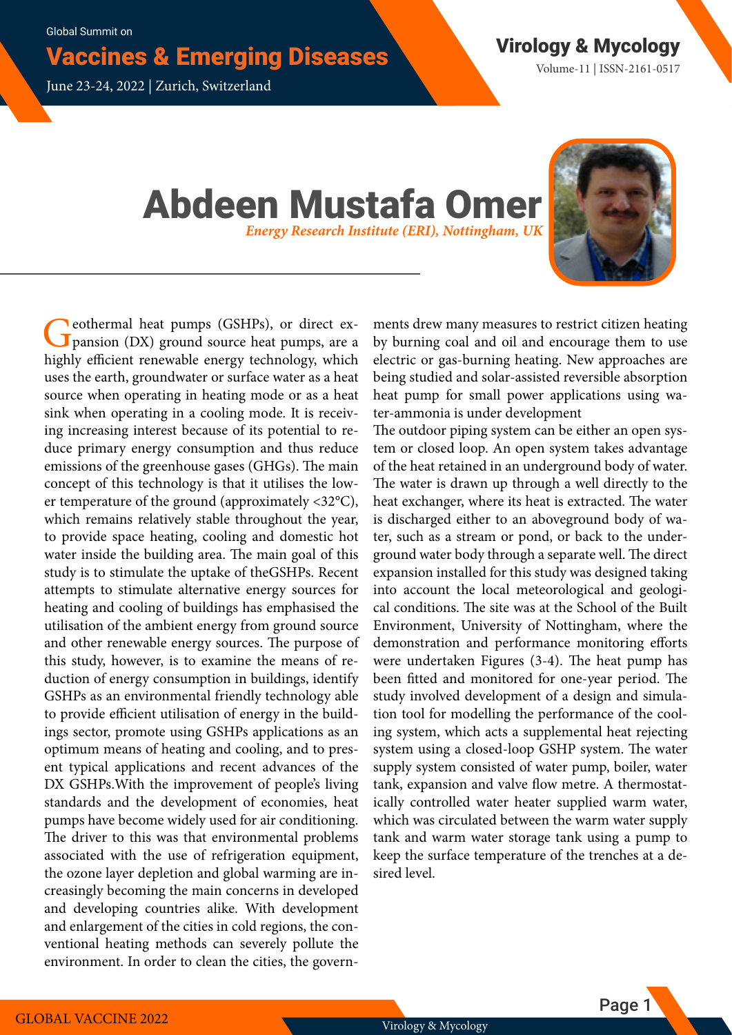# Abdeen Mustafa Omer

***Energy Research Institute (ERI), Nottingham, UK***

Geothermal heat pumps (GSHPs), or direct expansion (DX) ground source heat pumps, are a highly efficient renewable energy technology, which uses the earth, groundwater or surface water as a heat source when operating in heating mode or as a heat sink when operating in a cooling mode. It is receiving increasing interest because of its potential to reduce primary energy consumption and thus reduce emissions of the greenhouse gases (GHGs). The main concept of this technology is that it utilises the lower temperature of the ground (approximately <32°C), which remains relatively stable throughout the year, to provide space heating, cooling and domestic hot water inside the building area. The main goal of this study is to stimulate the uptake of theGSHPs. Recent attempts to stimulate alternative energy sources for heating and cooling of buildings has emphasised the utilisation of the ambient energy from ground source and other renewable energy sources. The purpose of this study, however, is to examine the means of reduction of energy consumption in buildings, identify GSHPs as an environmental friendly technology able to provide efficient utilisation of energy in the buildings sector, promote using GSHPs applications as an optimum means of heating and cooling, and to present typical applications and recent advances of the DX GSHPs.With the improvement of people's living standards and the development of economies, heat pumps have become widely used for air conditioning. The driver to this was that environmental problems associated with the use of refrigeration equipment, the ozone layer depletion and global warming are increasingly becoming the main concerns in developed and developing countries alike. With development and enlargement of the cities in cold regions, the conventional heating methods can severely pollute the environment. In order to clean the cities, the governments drew many measures to restrict citizen heating by burning coal and oil and encourage them to use electric or gas-burning heating. New approaches are being studied and solar-assisted reversible absorption heat pump for small power applications using water-ammonia is under development

The outdoor piping system can be either an open system or closed loop. An open system takes advantage of the heat retained in an underground body of water. The water is drawn up through a well directly to the heat exchanger, where its heat is extracted. The water is discharged either to an aboveground body of water, such as a stream or pond, or back to the underground water body through a separate well. The direct expansion installed for this study was designed taking into account the local meteorological and geological conditions. The site was at the School of the Built Environment, University of Nottingham, where the demonstration and performance monitoring efforts were undertaken Figures (3-4). The heat pump has been fitted and monitored for one-year period. The study involved development of a design and simulation tool for modelling the performance of the cooling system, which acts a supplemental heat rejecting system using a closed-loop GSHP system. The water supply system consisted of water pump, boiler, water tank, expansion and valve flow metre. A thermostatically controlled water heater supplied warm water, which was circulated between the warm water supply tank and warm water storage tank using a pump to keep the surface temperature of the trenches at a desired level.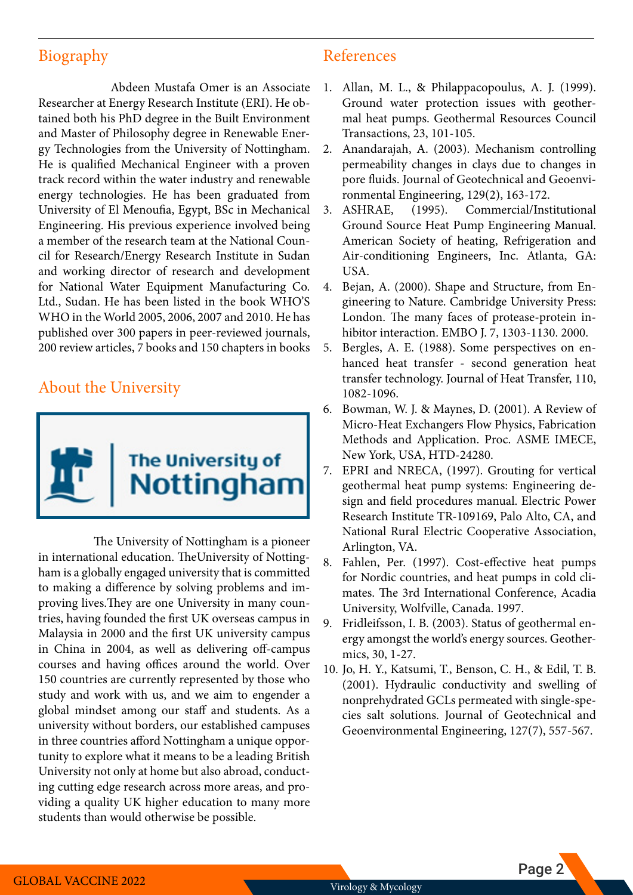## Biography

Abdeen Mustafa Omer is an Associate Researcher at Energy Research Institute (ERI). He obtained both his PhD degree in the Built Environment and Master of Philosophy degree in Renewable Energy Technologies from the University of Nottingham. He is qualified Mechanical Engineer with a proven track record within the water industry and renewable energy technologies. He has been graduated from University of El Menoufia, Egypt, BSc in Mechanical Engineering. His previous experience involved being a member of the research team at the National Council for Research/Energy Research Institute in Sudan and working director of research and development for National Water Equipment Manufacturing Co. Ltd., Sudan. He has been listed in the book WHO'S WHO in the World 2005, 2006, 2007 and 2010. He has published over 300 papers in peer-reviewed journals, 200 review articles, 7 books and 150 chapters in books

## About the University

The University of Nottingham

The University of Nottingham is a pioneer in international education. TheUniversity of Nottingham is a globally engaged university that is committed to making a difference by solving problems and improving lives.They are one University in many countries, having founded the first UK overseas campus in Malaysia in 2000 and the first UK university campus in China in 2004, as well as delivering off-campus courses and having offices around the world. Over 150 countries are currently represented by those who study and work with us, and we aim to engender a global mindset among our staff and students. As a university without borders, our established campuses in three countries afford Nottingham a unique opportunity to explore what it means to be a leading British University not only at home but also abroad, conducting cutting edge research across more areas, and providing a quality UK higher education to many more students than would otherwise be possible.

## References

1. Allan, M. L., & Philappacopoulus, A. J. (1999). Ground water protection issues with geothermal heat pumps. Geothermal Resources Council Transactions, 23, 101-105.
2. Anandarajah, A. (2003). Mechanism controlling permeability changes in clays due to changes in pore fluids. Journal of Geotechnical and Geoenvironmental Engineering, 129(2), 163-172.
3. ASHRAE, (1995). Commercial/Institutional Ground Source Heat Pump Engineering Manual. American Society of heating, Refrigeration and Air-conditioning Engineers, Inc. Atlanta, GA: USA.
4. Bejan, A. (2000). Shape and Structure, from Engineering to Nature. Cambridge University Press: London. The many faces of protease-protein inhibitor interaction. EMBO J. 7, 1303-1130. 2000.
5. Bergles, A. E. (1988). Some perspectives on enhanced heat transfer - second generation heat transfer technology. Journal of Heat Transfer, 110, 1082-1096.
6. Bowman, W. J. & Maynes, D. (2001). A Review of Micro-Heat Exchangers Flow Physics, Fabrication Methods and Application. Proc. ASME IMECE, New York, USA, HTD-24280.
7. EPRI and NRECA, (1997). Grouting for vertical geothermal heat pump systems: Engineering design and field procedures manual. Electric Power Research Institute TR-109169, Palo Alto, CA, and National Rural Electric Cooperative Association, Arlington, VA.
8. Fahlen, Per. (1997). Cost-effective heat pumps for Nordic countries, and heat pumps in cold climates. The 3rd International Conference, Acadia University, Wolfville, Canada. 1997.
9. Fridleifsson, I. B. (2003). Status of geothermal energy amongst the world's energy sources. Geothermics, 30, 1-27.
10. Jo, H. Y., Katsumi, T., Benson, C. H., & Edil, T. B. (2001). Hydraulic conductivity and swelling of nonprehydrated GCLs permeated with single-species salt solutions. Journal of Geotechnical and Geoenvironmental Engineering, 127(7), 557-567.